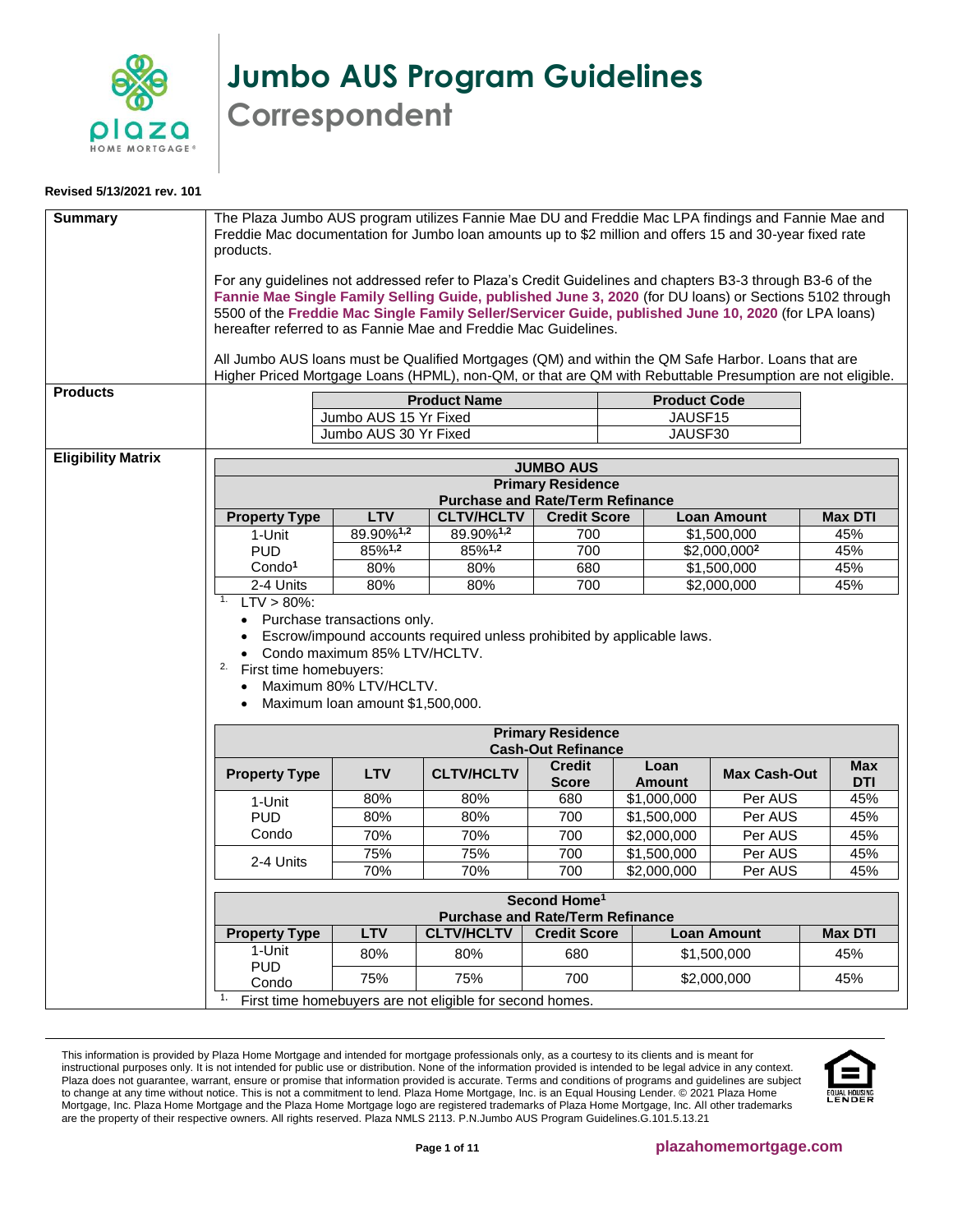# Jumbo AUS Program Guidelines

## Correspondent

**Revised 5/13/2021 rev. 101**

## Summary

The Plaza Jumbo AUS program utilizes Fannie Mae DU and Freddie Mac LPA findings and Fannie Mae and Freddie Mac documentation for Jumbo loan amounts up to $2 million and offers 15 and 30-year fixed rate products.

For any guidelines not addressed refer to Plaza's Credit Guidelines and chapters B3-3 through B3-6 of the **Fannie Mae Single Family Selling Guide, published June 3, 2020** (for DU loans) or Sections 5102 through 5500 of the **Freddie Mac Single Family Seller/Servicer Guide, published June 10, 2020** (for LPA loans) hereafter referred to as Fannie Mae and Freddie Mac Guidelines.

All Jumbo AUS loans must be Qualified Mortgages (QM) and within the QM Safe Harbor. Loans that are Higher Priced Mortgage Loans (HPML), non-QM, or that are QM with Rebuttable Presumption are not eligible.

## Products

| Product Name | Product Code |
|---|---|
| Jumbo AUS 15 Yr Fixed | JAUSF15 |
| Jumbo AUS 30 Yr Fixed | JAUSF30 |

## Eligibility Matrix

**JUMBO AUS**

**Primary Residence – Purchase and Rate/Term Refinance**

| Property Type | LTV | CLTV/HCLTV | Credit Score | Loan Amount | Max DTI |
|---|---|---|---|---|---|
| 1-Unit | 89.90%[1,2] | 89.90%[1,2] | 700 | $1,500,000 | 45% |
| PUD | 85%[1,2] | 85%[1,2] | 700 | $2,000,000[2] | 45% |
| Condo[1] | 80% | 80% | 680 | $1,500,000 | 45% |
| 2-4 Units | 80% | 80% | 700 | $2,000,000 | 45% |

1. LTV > 80%:
   - Purchase transactions only.
   - Escrow/impound accounts required unless prohibited by applicable laws.
   - Condo maximum 85% LTV/HCLTV.
2. First time homebuyers:
   - Maximum 80% LTV/HCLTV.
   - Maximum loan amount $1,500,000.

**Primary Residence – Cash-Out Refinance**

| Property Type | LTV | CLTV/HCLTV | Credit Score | Loan Amount | Max Cash-Out | Max DTI |
|---|---|---|---|---|---|---|
| 1-Unit PUD Condo | 80% | 80% | 680 | $1,000,000 | Per AUS | 45% |
| | 80% | 80% | 700 | $1,500,000 | Per AUS | 45% |
| | 70% | 70% | 700 | $2,000,000 | Per AUS | 45% |
| 2-4 Units | 75% | 75% | 700 | $1,500,000 | Per AUS | 45% |
| | 70% | 70% | 700 | $2,000,000 | Per AUS | 45% |

**Second Home[1] – Purchase and Rate/Term Refinance**

| Property Type | LTV | CLTV/HCLTV | Credit Score | Loan Amount | Max DTI |
|---|---|---|---|---|---|
| 1-Unit PUD Condo | 80% | 80% | 680 | $1,500,000 | 45% |
| | 75% | 75% | 700 | $2,000,000 | 45% |

1. First time homebuyers are not eligible for second homes.

This information is provided by Plaza Home Mortgage and intended for mortgage professionals only, as a courtesy to its clients and is meant for instructional purposes only. It is not intended for public use or distribution. None of the information provided is intended to be legal advice in any context. Plaza does not guarantee, warrant, ensure or promise that information provided is accurate. Terms and conditions of programs and guidelines are subject to change at any time without notice. This is not a commitment to lend. Plaza Home Mortgage, Inc. is an Equal Housing Lender. © 2021 Plaza Home Mortgage, Inc. Plaza Home Mortgage and the Plaza Home Mortgage logo are registered trademarks of Plaza Home Mortgage, Inc. All other trademarks are the property of their respective owners. All rights reserved. Plaza NMLS 2113. P.N.Jumbo AUS Program Guidelines.G.101.5.13.21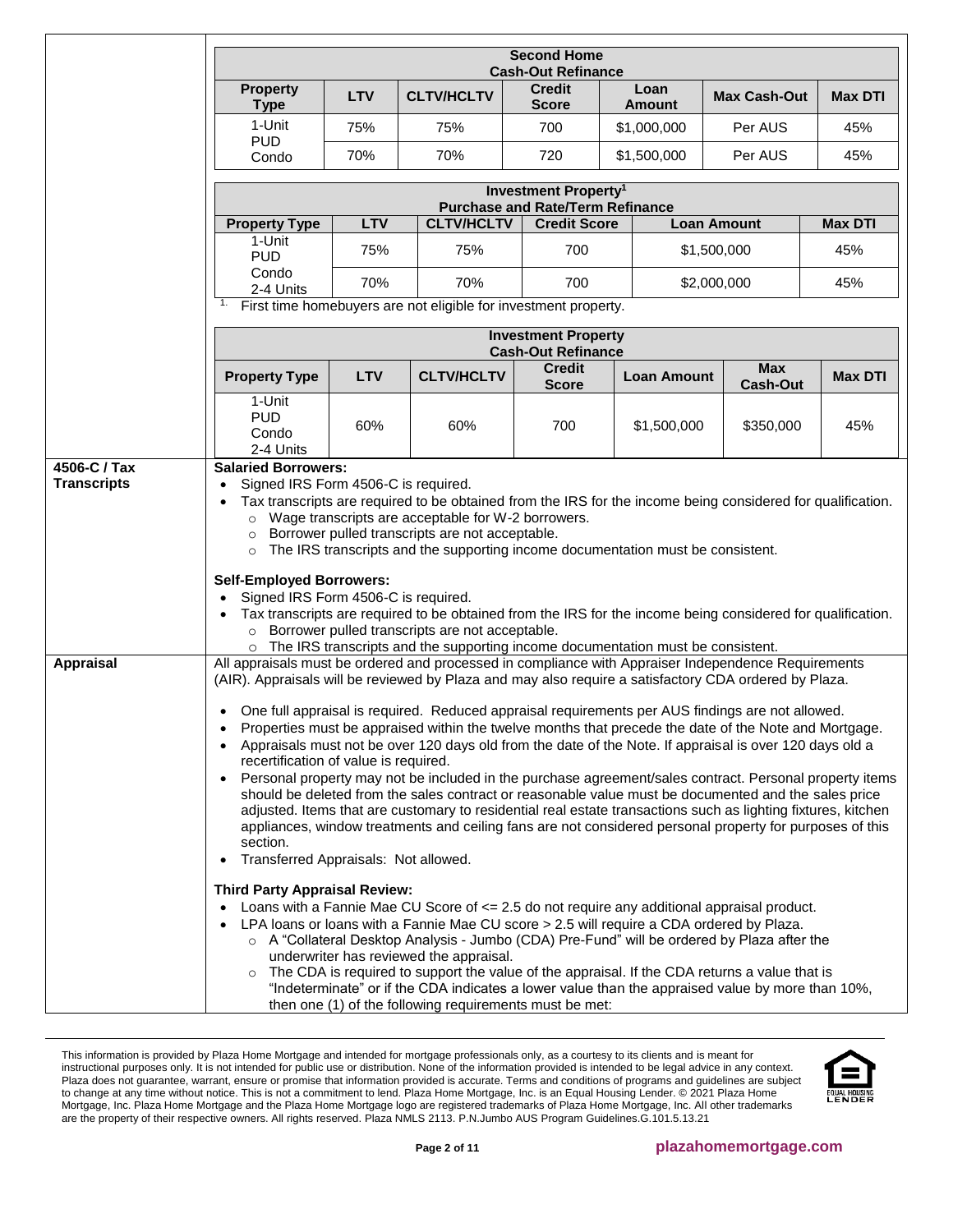| Second Home Cash-Out Refinance | | | | | | |
|---|---|---|---|---|---|---|
| **Property Type** | **LTV** | **CLTV/HCLTV** | **Credit Score** | **Loan Amount** | **Max Cash-Out** | **Max DTI** |
| 1-Unit PUD | 75% | 75% | 700 | $1,000,000 | Per AUS | 45% |
| Condo | 70% | 70% | 720 | $1,500,000 | Per AUS | 45% |

| Investment Property[1] Purchase and Rate/Term Refinance | | | | | |
|---|---|---|---|---|---|
| **Property Type** | **LTV** | **CLTV/HCLTV** | **Credit Score** | **Loan Amount** | **Max DTI** |
| 1-Unit PUD | 75% | 75% | 700 | $1,500,000 | 45% |
| Condo 2-4 Units | 70% | 70% | 700 | $2,000,000 | 45% |

1. First time homebuyers are not eligible for investment property.

| Investment Property Cash-Out Refinance | | | | | | |
|---|---|---|---|---|---|---|
| **Property Type** | **LTV** | **CLTV/HCLTV** | **Credit Score** | **Loan Amount** | **Max Cash-Out** | **Max DTI** |
| 1-Unit PUD Condo 2-4 Units | 60% | 60% | 700 | $1,500,000 | $350,000 | 45% |

## 4506-C / Tax Transcripts

**Salaried Borrowers:**

- Signed IRS Form 4506-C is required.
- Tax transcripts are required to be obtained from the IRS for the income being considered for qualification.
  - Wage transcripts are acceptable for W-2 borrowers.
  - Borrower pulled transcripts are not acceptable.
  - The IRS transcripts and the supporting income documentation must be consistent.

**Self-Employed Borrowers:**

- Signed IRS Form 4506-C is required.
- Tax transcripts are required to be obtained from the IRS for the income being considered for qualification.
  - Borrower pulled transcripts are not acceptable.
  - The IRS transcripts and the supporting income documentation must be consistent.

## Appraisal

All appraisals must be ordered and processed in compliance with Appraiser Independence Requirements (AIR). Appraisals will be reviewed by Plaza and may also require a satisfactory CDA ordered by Plaza.

- One full appraisal is required. Reduced appraisal requirements per AUS findings are not allowed.
- Properties must be appraised within the twelve months that precede the date of the Note and Mortgage.
- Appraisals must not be over 120 days old from the date of the Note. If appraisal is over 120 days old a recertification of value is required.
- Personal property may not be included in the purchase agreement/sales contract. Personal property items should be deleted from the sales contract or reasonable value must be documented and the sales price adjusted. Items that are customary to residential real estate transactions such as lighting fixtures, kitchen appliances, window treatments and ceiling fans are not considered personal property for purposes of this section.
- Transferred Appraisals: Not allowed.

**Third Party Appraisal Review:**

- Loans with a Fannie Mae CU Score of <= 2.5 do not require any additional appraisal product.
- LPA loans or loans with a Fannie Mae CU score > 2.5 will require a CDA ordered by Plaza.
  - A "Collateral Desktop Analysis - Jumbo (CDA) Pre-Fund" will be ordered by Plaza after the underwriter has reviewed the appraisal.
  - The CDA is required to support the value of the appraisal. If the CDA returns a value that is "Indeterminate" or if the CDA indicates a lower value than the appraised value by more than 10%, then one (1) of the following requirements must be met: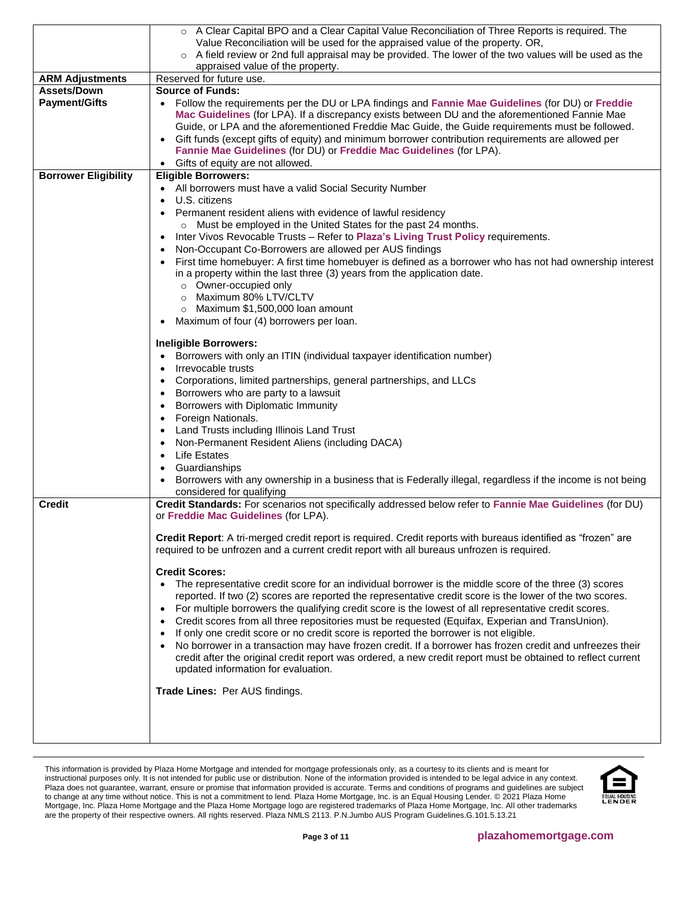| | |
|---|---|
| | ○ A Clear Capital BPO and a Clear Capital Value Reconciliation of Three Reports is required. The Value Reconciliation will be used for the appraised value of the property. OR,<br>○ A field review or 2nd full appraisal may be provided. The lower of the two values will be used as the appraised value of the property. |
| **ARM Adjustments** | Reserved for future use. |
| **Assets/Down Payment/Gifts** | **Source of Funds:**<br>• Follow the requirements per the DU or LPA findings and **Fannie Mae Guidelines** (for DU) or **Freddie Mac Guidelines** (for LPA). If a discrepancy exists between DU and the aforementioned Fannie Mae Guide, or LPA and the aforementioned Freddie Mac Guide, the Guide requirements must be followed.<br>• Gift funds (except gifts of equity) and minimum borrower contribution requirements are allowed per **Fannie Mae Guidelines** (for DU) or **Freddie Mac Guidelines** (for LPA).<br>• Gifts of equity are not allowed. |
| **Borrower Eligibility** | **Eligible Borrowers:**<br>• All borrowers must have a valid Social Security Number<br>• U.S. citizens<br>• Permanent resident aliens with evidence of lawful residency<br>○ Must be employed in the United States for the past 24 months.<br>• Inter Vivos Revocable Trusts – Refer to **Plaza's Living Trust Policy** requirements.<br>• Non-Occupant Co-Borrowers are allowed per AUS findings<br>• First time homebuyer: A first time homebuyer is defined as a borrower who has not had ownership interest in a property within the last three (3) years from the application date.<br>○ Owner-occupied only<br>○ Maximum 80% LTV/CLTV<br>○ Maximum $1,500,000 loan amount<br>• Maximum of four (4) borrowers per loan.<br><br>**Ineligible Borrowers:**<br>• Borrowers with only an ITIN (individual taxpayer identification number)<br>• Irrevocable trusts<br>• Corporations, limited partnerships, general partnerships, and LLCs<br>• Borrowers who are party to a lawsuit<br>• Borrowers with Diplomatic Immunity<br>• Foreign Nationals.<br>• Land Trusts including Illinois Land Trust<br>• Non-Permanent Resident Aliens (including DACA)<br>• Life Estates<br>• Guardianships<br>• Borrowers with any ownership in a business that is Federally illegal, regardless if the income is not being considered for qualifying |
| **Credit** | **Credit Standards:** For scenarios not specifically addressed below refer to **Fannie Mae Guidelines** (for DU) or **Freddie Mac Guidelines** (for LPA).<br><br>**Credit Report**: A tri-merged credit report is required. Credit reports with bureaus identified as "frozen" are required to be unfrozen and a current credit report with all bureaus unfrozen is required.<br><br>**Credit Scores:**<br>• The representative credit score for an individual borrower is the middle score of the three (3) scores reported. If two (2) scores are reported the representative credit score is the lower of the two scores.<br>• For multiple borrowers the qualifying credit score is the lowest of all representative credit scores.<br>• Credit scores from all three repositories must be requested (Equifax, Experian and TransUnion).<br>• If only one credit score or no credit score is reported the borrower is not eligible.<br>• No borrower in a transaction may have frozen credit. If a borrower has frozen credit and unfreezes their credit after the original credit report was ordered, a new credit report must be obtained to reflect current updated information for evaluation.<br><br>**Trade Lines:** Per AUS findings. |

This information is provided by Plaza Home Mortgage and intended for mortgage professionals only, as a courtesy to its clients and is meant for instructional purposes only. It is not intended for public use or distribution. None of the information provided is intended to be legal advice in any context. Plaza does not guarantee, warrant, ensure or promise that information provided is accurate. Terms and conditions of programs and guidelines are subject to change at any time without notice. This is not a commitment to lend. Plaza Home Mortgage, Inc. is an Equal Housing Lender. © 2021 Plaza Home Mortgage, Inc. Plaza Home Mortgage and the Plaza Home Mortgage logo are registered trademarks of Plaza Home Mortgage, Inc. All other trademarks are the property of their respective owners. All rights reserved. Plaza NMLS 2113. P.N.Jumbo AUS Program Guidelines.G.101.5.13.21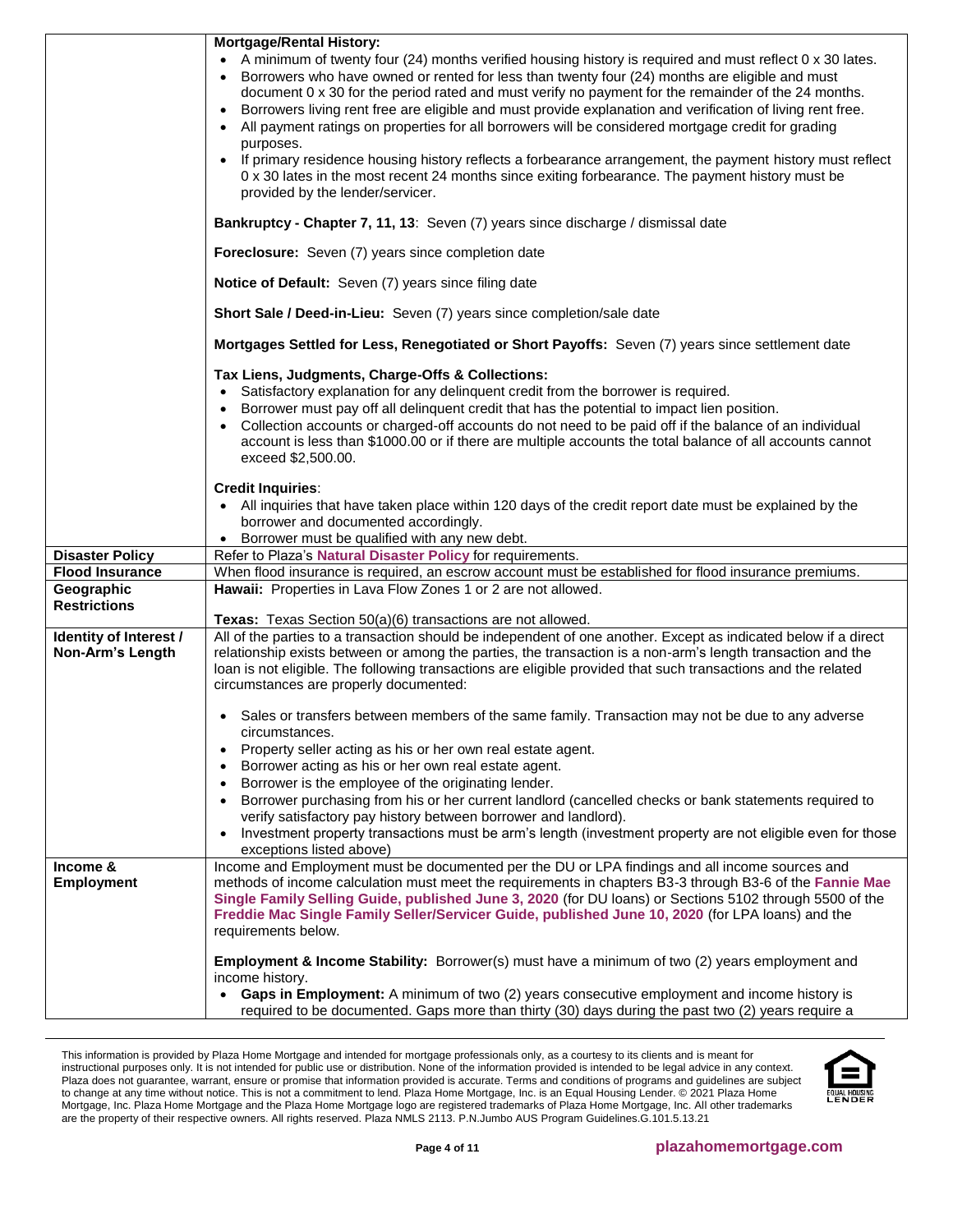| | |
|---|---|
| | **Mortgage/Rental History:**<br>• A minimum of twenty four (24) months verified housing history is required and must reflect 0 x 30 lates.<br>• Borrowers who have owned or rented for less than twenty four (24) months are eligible and must document 0 x 30 for the period rated and must verify no payment for the remainder of the 24 months.<br>• Borrowers living rent free are eligible and must provide explanation and verification of living rent free.<br>• All payment ratings on properties for all borrowers will be considered mortgage credit for grading purposes.<br>• If primary residence housing history reflects a forbearance arrangement, the payment history must reflect 0 x 30 lates in the most recent 24 months since exiting forbearance. The payment history must be provided by the lender/servicer.<br><br>**Bankruptcy - Chapter 7, 11, 13**: Seven (7) years since discharge / dismissal date<br><br>**Foreclosure:** Seven (7) years since completion date<br><br>**Notice of Default:** Seven (7) years since filing date<br><br>**Short Sale / Deed-in-Lieu:** Seven (7) years since completion/sale date<br><br>**Mortgages Settled for Less, Renegotiated or Short Payoffs:** Seven (7) years since settlement date<br><br>**Tax Liens, Judgments, Charge-Offs & Collections:**<br>• Satisfactory explanation for any delinquent credit from the borrower is required.<br>• Borrower must pay off all delinquent credit that has the potential to impact lien position.<br>• Collection accounts or charged-off accounts do not need to be paid off if the balance of an individual account is less than $1000.00 or if there are multiple accounts the total balance of all accounts cannot exceed $2,500.00.<br><br>**Credit Inquiries**:<br>• All inquiries that have taken place within 120 days of the credit report date must be explained by the borrower and documented accordingly.<br>• Borrower must be qualified with any new debt. |
| **Disaster Policy** | Refer to Plaza's **Natural Disaster Policy** for requirements. |
| **Flood Insurance** | When flood insurance is required, an escrow account must be established for flood insurance premiums. |
| **Geographic Restrictions** | **Hawaii:** Properties in Lava Flow Zones 1 or 2 are not allowed.<br><br>**Texas:** Texas Section 50(a)(6) transactions are not allowed. |
| **Identity of Interest / Non-Arm's Length** | All of the parties to a transaction should be independent of one another. Except as indicated below if a direct relationship exists between or among the parties, the transaction is a non-arm's length transaction and the loan is not eligible. The following transactions are eligible provided that such transactions and the related circumstances are properly documented:<br><br>• Sales or transfers between members of the same family. Transaction may not be due to any adverse circumstances.<br>• Property seller acting as his or her own real estate agent.<br>• Borrower acting as his or her own real estate agent.<br>• Borrower is the employee of the originating lender.<br>• Borrower purchasing from his or her current landlord (cancelled checks or bank statements required to verify satisfactory pay history between borrower and landlord).<br>• Investment property transactions must be arm's length (investment property are not eligible even for those exceptions listed above) |
| **Income & Employment** | Income and Employment must be documented per the DU or LPA findings and all income sources and methods of income calculation must meet the requirements in chapters B3-3 through B3-6 of the **Fannie Mae Single Family Selling Guide, published June 3, 2020** (for DU loans) or Sections 5102 through 5500 of the **Freddie Mac Single Family Seller/Servicer Guide, published June 10, 2020** (for LPA loans) and the requirements below.<br><br>**Employment & Income Stability:** Borrower(s) must have a minimum of two (2) years employment and income history.<br>• **Gaps in Employment:** A minimum of two (2) years consecutive employment and income history is required to be documented. Gaps more than thirty (30) days during the past two (2) years require a |

This information is provided by Plaza Home Mortgage and intended for mortgage professionals only, as a courtesy to its clients and is meant for instructional purposes only. It is not intended for public use or distribution. None of the information provided is intended to be legal advice in any context. Plaza does not guarantee, warrant, ensure or promise that information provided is accurate. Terms and conditions of programs and guidelines are subject to change at any time without notice. This is not a commitment to lend. Plaza Home Mortgage, Inc. is an Equal Housing Lender. © 2021 Plaza Home Mortgage, Inc. Plaza Home Mortgage and the Plaza Home Mortgage logo are registered trademarks of Plaza Home Mortgage, Inc. All other trademarks are the property of their respective owners. All rights reserved. Plaza NMLS 2113. P.N.Jumbo AUS Program Guidelines.G.101.5.13.21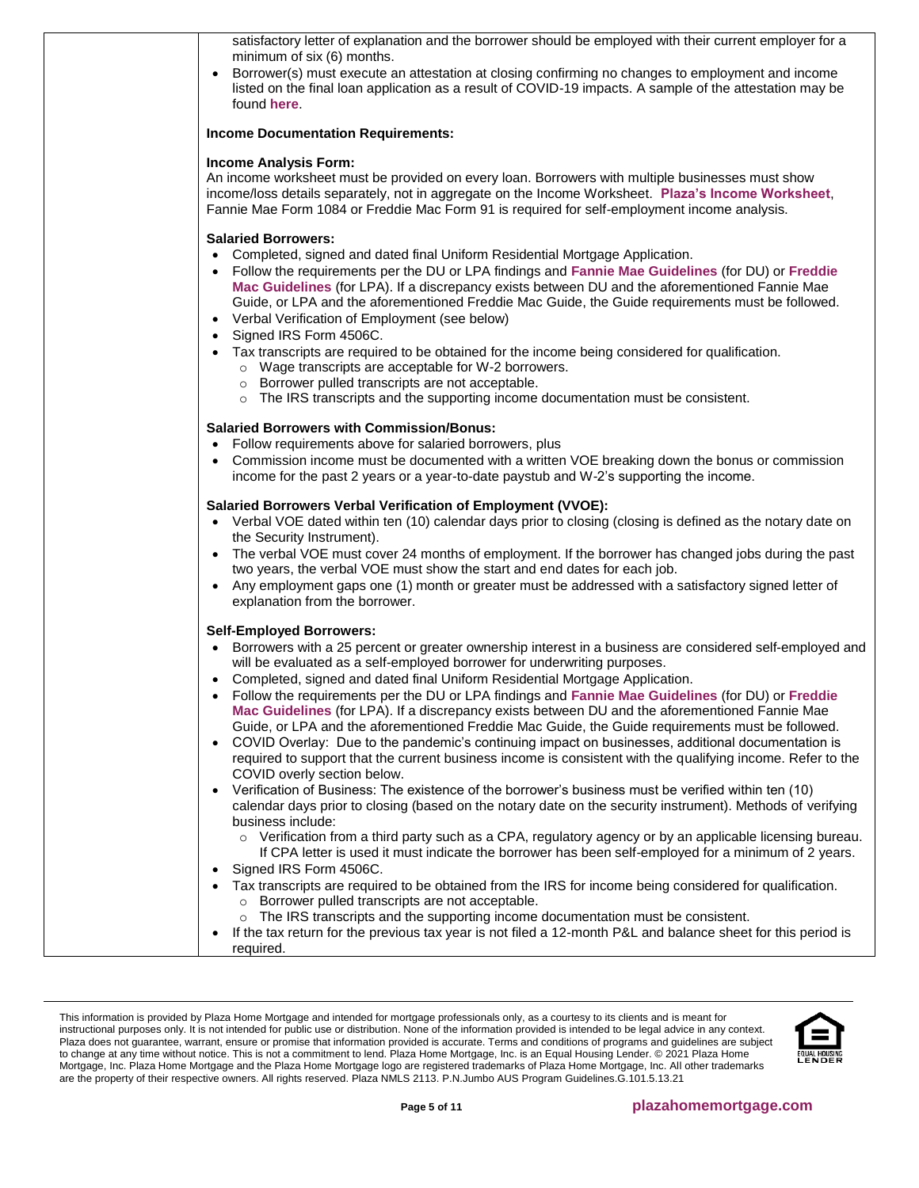satisfactory letter of explanation and the borrower should be employed with their current employer for a minimum of six (6) months.

- Borrower(s) must execute an attestation at closing confirming no changes to employment and income listed on the final loan application as a result of COVID-19 impacts. A sample of the attestation may be found **here**.

**Income Documentation Requirements:**

**Income Analysis Form:**
An income worksheet must be provided on every loan. Borrowers with multiple businesses must show income/loss details separately, not in aggregate on the Income Worksheet. **Plaza's Income Worksheet**, Fannie Mae Form 1084 or Freddie Mac Form 91 is required for self-employment income analysis.

**Salaried Borrowers:**

- Completed, signed and dated final Uniform Residential Mortgage Application.
- Follow the requirements per the DU or LPA findings and **Fannie Mae Guidelines** (for DU) or **Freddie Mac Guidelines** (for LPA). If a discrepancy exists between DU and the aforementioned Fannie Mae Guide, or LPA and the aforementioned Freddie Mac Guide, the Guide requirements must be followed.
- Verbal Verification of Employment (see below)
- Signed IRS Form 4506C.
- Tax transcripts are required to be obtained for the income being considered for qualification.
  - Wage transcripts are acceptable for W-2 borrowers.
  - Borrower pulled transcripts are not acceptable.
  - The IRS transcripts and the supporting income documentation must be consistent.

**Salaried Borrowers with Commission/Bonus:**

- Follow requirements above for salaried borrowers, plus
- Commission income must be documented with a written VOE breaking down the bonus or commission income for the past 2 years or a year-to-date paystub and W-2's supporting the income.

**Salaried Borrowers Verbal Verification of Employment (VVOE):**

- Verbal VOE dated within ten (10) calendar days prior to closing (closing is defined as the notary date on the Security Instrument).
- The verbal VOE must cover 24 months of employment. If the borrower has changed jobs during the past two years, the verbal VOE must show the start and end dates for each job.
- Any employment gaps one (1) month or greater must be addressed with a satisfactory signed letter of explanation from the borrower.

**Self-Employed Borrowers:**

- Borrowers with a 25 percent or greater ownership interest in a business are considered self-employed and will be evaluated as a self-employed borrower for underwriting purposes.
- Completed, signed and dated final Uniform Residential Mortgage Application.
- Follow the requirements per the DU or LPA findings and **Fannie Mae Guidelines** (for DU) or **Freddie Mac Guidelines** (for LPA). If a discrepancy exists between DU and the aforementioned Fannie Mae Guide, or LPA and the aforementioned Freddie Mac Guide, the Guide requirements must be followed.
- COVID Overlay: Due to the pandemic's continuing impact on businesses, additional documentation is required to support that the current business income is consistent with the qualifying income. Refer to the COVID overly section below.
- Verification of Business: The existence of the borrower's business must be verified within ten (10) calendar days prior to closing (based on the notary date on the security instrument). Methods of verifying business include:
  - Verification from a third party such as a CPA, regulatory agency or by an applicable licensing bureau. If CPA letter is used it must indicate the borrower has been self-employed for a minimum of 2 years.
- Signed IRS Form 4506C.
- Tax transcripts are required to be obtained from the IRS for income being considered for qualification.
  - Borrower pulled transcripts are not acceptable.
  - The IRS transcripts and the supporting income documentation must be consistent.
- If the tax return for the previous tax year is not filed a 12-month P&L and balance sheet for this period is required.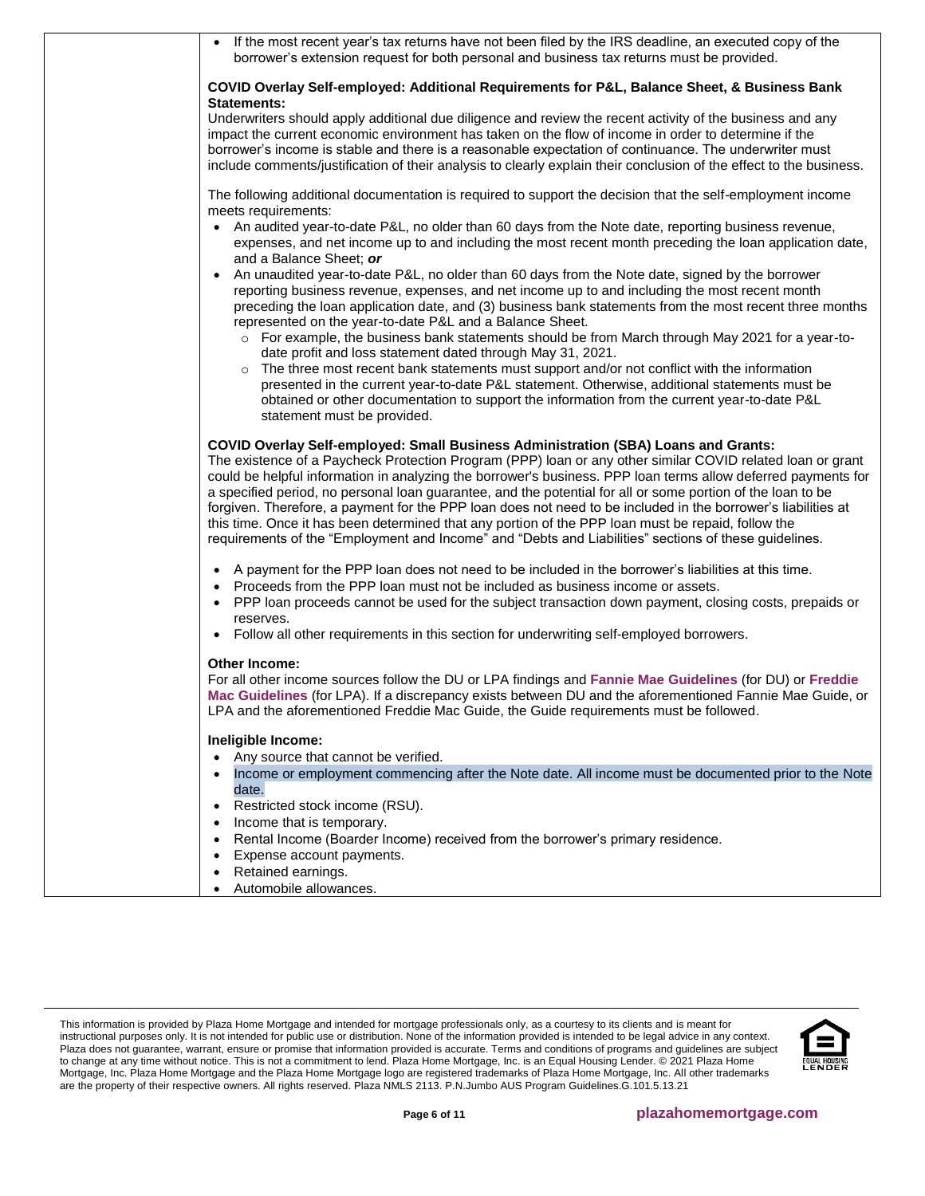- If the most recent year's tax returns have not been filed by the IRS deadline, an executed copy of the borrower's extension request for both personal and business tax returns must be provided.

**COVID Overlay Self-employed: Additional Requirements for P&L, Balance Sheet, & Business Bank Statements:**

Underwriters should apply additional due diligence and review the recent activity of the business and any impact the current economic environment has taken on the flow of income in order to determine if the borrower's income is stable and there is a reasonable expectation of continuance. The underwriter must include comments/justification of their analysis to clearly explain their conclusion of the effect to the business.

The following additional documentation is required to support the decision that the self-employment income meets requirements:

- An audited year-to-date P&L, no older than 60 days from the Note date, reporting business revenue, expenses, and net income up to and including the most recent month preceding the loan application date, and a Balance Sheet; ***or***
- An unaudited year-to-date P&L, no older than 60 days from the Note date, signed by the borrower reporting business revenue, expenses, and net income up to and including the most recent month preceding the loan application date, and (3) business bank statements from the most recent three months represented on the year-to-date P&L and a Balance Sheet.
  - For example, the business bank statements should be from March through May 2021 for a year-to-date profit and loss statement dated through May 31, 2021.
  - The three most recent bank statements must support and/or not conflict with the information presented in the current year-to-date P&L statement. Otherwise, additional statements must be obtained or other documentation to support the information from the current year-to-date P&L statement must be provided.

**COVID Overlay Self-employed: Small Business Administration (SBA) Loans and Grants:**

The existence of a Paycheck Protection Program (PPP) loan or any other similar COVID related loan or grant could be helpful information in analyzing the borrower's business. PPP loan terms allow deferred payments for a specified period, no personal loan guarantee, and the potential for all or some portion of the loan to be forgiven. Therefore, a payment for the PPP loan does not need to be included in the borrower's liabilities at this time. Once it has been determined that any portion of the PPP loan must be repaid, follow the requirements of the "Employment and Income" and "Debts and Liabilities" sections of these guidelines.

- A payment for the PPP loan does not need to be included in the borrower's liabilities at this time.
- Proceeds from the PPP loan must not be included as business income or assets.
- PPP loan proceeds cannot be used for the subject transaction down payment, closing costs, prepaids or reserves.
- Follow all other requirements in this section for underwriting self-employed borrowers.

**Other Income:**

For all other income sources follow the DU or LPA findings and **Fannie Mae Guidelines** (for DU) or **Freddie Mac Guidelines** (for LPA). If a discrepancy exists between DU and the aforementioned Fannie Mae Guide, or LPA and the aforementioned Freddie Mac Guide, the Guide requirements must be followed.

**Ineligible Income:**

- Any source that cannot be verified.
- Income or employment commencing after the Note date. All income must be documented prior to the Note date.
- Restricted stock income (RSU).
- Income that is temporary.
- Rental Income (Boarder Income) received from the borrower's primary residence.
- Expense account payments.
- Retained earnings.
- Automobile allowances.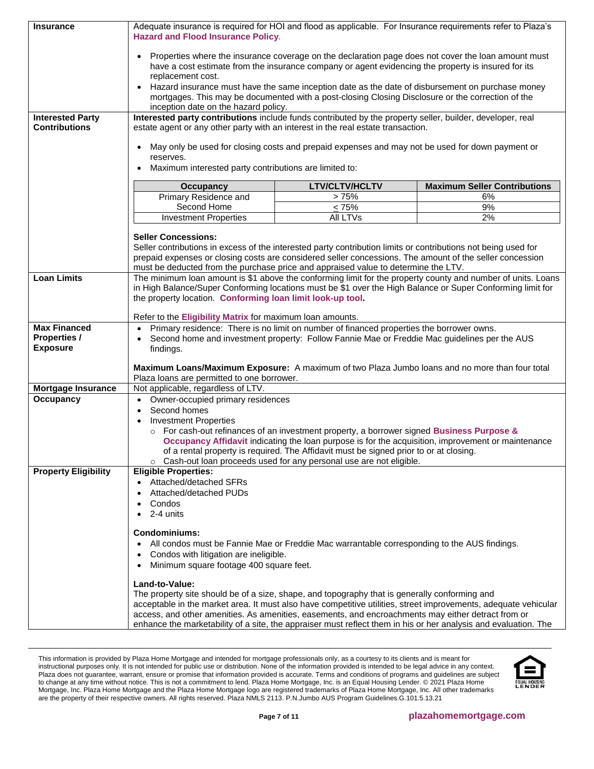| | |
|---|---|
| **Insurance** | Adequate insurance is required for HOI and flood as applicable. For Insurance requirements refer to Plaza's **Hazard and Flood Insurance Policy**.<br><br>• Properties where the insurance coverage on the declaration page does not cover the loan amount must have a cost estimate from the insurance company or agent evidencing the property is insured for its replacement cost.<br>• Hazard insurance must have the same inception date as the date of disbursement on purchase money mortgages. This may be documented with a post-closing Closing Disclosure or the correction of the inception date on the hazard policy. |
| **Interested Party Contributions** | **Interested party contributions** include funds contributed by the property seller, builder, developer, real estate agent or any other party with an interest in the real estate transaction.<br><br>• May only be used for closing costs and prepaid expenses and may not be used for down payment or reserves.<br>• Maximum interested party contributions are limited to:<br><br>**Occupancy** / **LTV/CLTV/HCLTV** / **Maximum Seller Contributions**<br>Primary Residence and Second Home / > 75% / 6%<br>Primary Residence and Second Home / ≤ 75% / 9%<br>Investment Properties / All LTVs / 2%<br><br>**Seller Concessions:**<br>Seller contributions in excess of the interested party contribution limits or contributions not being used for prepaid expenses or closing costs are considered seller concessions. The amount of the seller concession must be deducted from the purchase price and appraised value to determine the LTV. |
| **Loan Limits** | The minimum loan amount is $1 above the conforming limit for the property county and number of units. Loans in High Balance/Super Conforming locations must be $1 over the High Balance or Super Conforming limit for the property location. **Conforming loan limit look-up tool.**<br><br>Refer to the **Eligibility Matrix** for maximum loan amounts. |
| **Max Financed Properties / Exposure** | • Primary residence: There is no limit on number of financed properties the borrower owns.<br>• Second home and investment property: Follow Fannie Mae or Freddie Mac guidelines per the AUS findings.<br><br>**Maximum Loans/Maximum Exposure:** A maximum of two Plaza Jumbo loans and no more than four total Plaza loans are permitted to one borrower. |
| **Mortgage Insurance** | Not applicable, regardless of LTV. |
| **Occupancy** | • Owner-occupied primary residences<br>• Second homes<br>• Investment Properties<br>  ○ For cash-out refinances of an investment property, a borrower signed **Business Purpose & Occupancy Affidavit** indicating the loan purpose is for the acquisition, improvement or maintenance of a rental property is required. The Affidavit must be signed prior to or at closing.<br>  ○ Cash-out loan proceeds used for any personal use are not eligible. |
| **Property Eligibility** | **Eligible Properties:**<br>• Attached/detached SFRs<br>• Attached/detached PUDs<br>• Condos<br>• 2-4 units<br><br>**Condominiums:**<br>• All condos must be Fannie Mae or Freddie Mac warrantable corresponding to the AUS findings.<br>• Condos with litigation are ineligible.<br>• Minimum square footage 400 square feet.<br><br>**Land-to-Value:**<br>The property site should be of a size, shape, and topography that is generally conforming and acceptable in the market area. It must also have competitive utilities, street improvements, adequate vehicular access, and other amenities. As amenities, easements, and encroachments may either detract from or enhance the marketability of a site, the appraiser must reflect them in his or her analysis and evaluation. The |

This information is provided by Plaza Home Mortgage and intended for mortgage professionals only, as a courtesy to its clients and is meant for instructional purposes only. It is not intended for public use or distribution. None of the information provided is intended to be legal advice in any context. Plaza does not guarantee, warrant, ensure or promise that information provided is accurate. Terms and conditions of programs and guidelines are subject to change at any time without notice. This is not a commitment to lend. Plaza Home Mortgage, Inc. is an Equal Housing Lender. © 2021 Plaza Home Mortgage, Inc. Plaza Home Mortgage and the Plaza Home Mortgage logo are registered trademarks of Plaza Home Mortgage, Inc. All other trademarks are the property of their respective owners. All rights reserved. Plaza NMLS 2113. P.N.Jumbo AUS Program Guidelines.G.101.5.13.21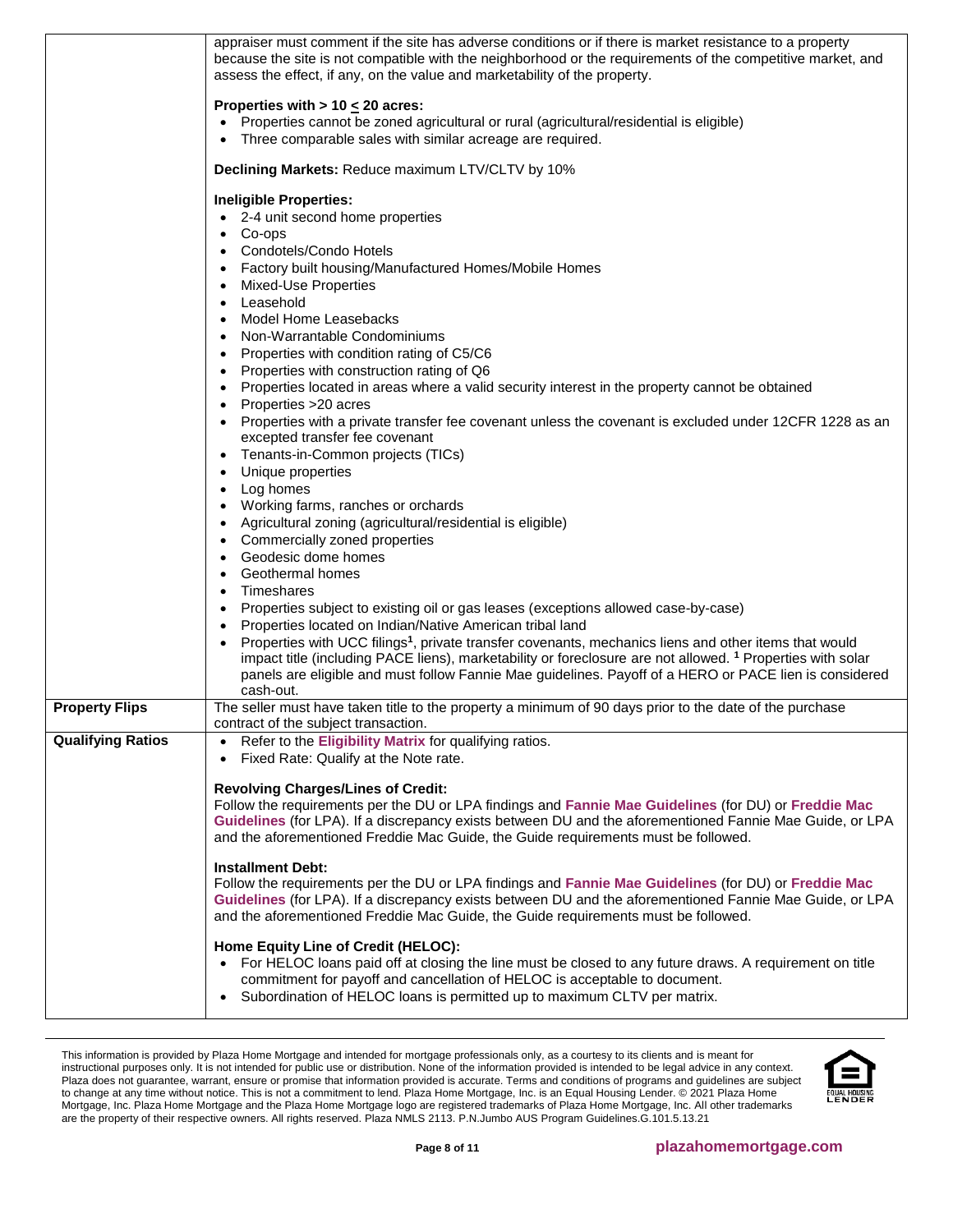| | |
|---|---|
| | appraiser must comment if the site has adverse conditions or if there is market resistance to a property because the site is not compatible with the neighborhood or the requirements of the competitive market, and assess the effect, if any, on the value and marketability of the property.<br><br>**Properties with > 10 ≤ 20 acres:**<br>• Properties cannot be zoned agricultural or rural (agricultural/residential is eligible)<br>• Three comparable sales with similar acreage are required.<br><br>**Declining Markets:** Reduce maximum LTV/CLTV by 10%<br><br>**Ineligible Properties:**<br>• 2-4 unit second home properties<br>• Co-ops<br>• Condotels/Condo Hotels<br>• Factory built housing/Manufactured Homes/Mobile Homes<br>• Mixed-Use Properties<br>• Leasehold<br>• Model Home Leasebacks<br>• Non-Warrantable Condominiums<br>• Properties with condition rating of C5/C6<br>• Properties with construction rating of Q6<br>• Properties located in areas where a valid security interest in the property cannot be obtained<br>• Properties >20 acres<br>• Properties with a private transfer fee covenant unless the covenant is excluded under 12CFR 1228 as an excepted transfer fee covenant<br>• Tenants-in-Common projects (TICs)<br>• Unique properties<br>• Log homes<br>• Working farms, ranches or orchards<br>• Agricultural zoning (agricultural/residential is eligible)<br>• Commercially zoned properties<br>• Geodesic dome homes<br>• Geothermal homes<br>• Timeshares<br>• Properties subject to existing oil or gas leases (exceptions allowed case-by-case)<br>• Properties located on Indian/Native American tribal land<br>• Properties with UCC filings[1], private transfer covenants, mechanics liens and other items that would impact title (including PACE liens), marketability or foreclosure are not allowed. [1] Properties with solar panels are eligible and must follow Fannie Mae guidelines. Payoff of a HERO or PACE lien is considered cash-out. |
| **Property Flips** | The seller must have taken title to the property a minimum of 90 days prior to the date of the purchase contract of the subject transaction. |
| **Qualifying Ratios** | • Refer to the **Eligibility Matrix** for qualifying ratios.<br>• Fixed Rate: Qualify at the Note rate.<br><br>**Revolving Charges/Lines of Credit:**<br>Follow the requirements per the DU or LPA findings and **Fannie Mae Guidelines** (for DU) or **Freddie Mac Guidelines** (for LPA). If a discrepancy exists between DU and the aforementioned Fannie Mae Guide, or LPA and the aforementioned Freddie Mac Guide, the Guide requirements must be followed.<br><br>**Installment Debt:**<br>Follow the requirements per the DU or LPA findings and **Fannie Mae Guidelines** (for DU) or **Freddie Mac Guidelines** (for LPA). If a discrepancy exists between DU and the aforementioned Fannie Mae Guide, or LPA and the aforementioned Freddie Mac Guide, the Guide requirements must be followed.<br><br>**Home Equity Line of Credit (HELOC):**<br>• For HELOC loans paid off at closing the line must be closed to any future draws. A requirement on title commitment for payoff and cancellation of HELOC is acceptable to document.<br>• Subordination of HELOC loans is permitted up to maximum CLTV per matrix. |

This information is provided by Plaza Home Mortgage and intended for mortgage professionals only, as a courtesy to its clients and is meant for instructional purposes only. It is not intended for public use or distribution. None of the information provided is intended to be legal advice in any context. Plaza does not guarantee, warrant, ensure or promise that information provided is accurate. Terms and conditions of programs and guidelines are subject to change at any time without notice. This is not a commitment to lend. Plaza Home Mortgage, Inc. is an Equal Housing Lender. © 2021 Plaza Home Mortgage, Inc. Plaza Home Mortgage and the Plaza Home Mortgage logo are registered trademarks of Plaza Home Mortgage, Inc. All other trademarks are the property of their respective owners. All rights reserved. Plaza NMLS 2113. P.N.Jumbo AUS Program Guidelines.G.101.5.13.21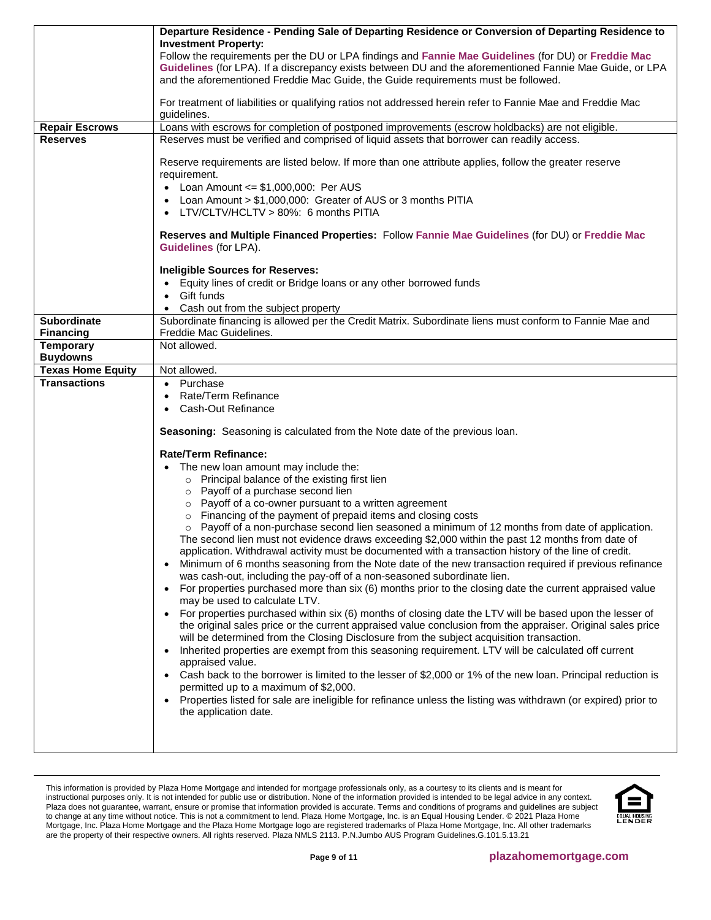| | |
|---|---|
| | **Departure Residence - Pending Sale of Departing Residence or Conversion of Departing Residence to Investment Property:**<br>Follow the requirements per the DU or LPA findings and **Fannie Mae Guidelines** (for DU) or **Freddie Mac Guidelines** (for LPA). If a discrepancy exists between DU and the aforementioned Fannie Mae Guide, or LPA and the aforementioned Freddie Mac Guide, the Guide requirements must be followed.<br><br>For treatment of liabilities or qualifying ratios not addressed herein refer to Fannie Mae and Freddie Mac guidelines. |
| **Repair Escrows** | Loans with escrows for completion of postponed improvements (escrow holdbacks) are not eligible. |
| **Reserves** | Reserves must be verified and comprised of liquid assets that borrower can readily access.<br><br>Reserve requirements are listed below. If more than one attribute applies, follow the greater reserve requirement.<br>• Loan Amount <= $1,000,000: Per AUS<br>• Loan Amount > $1,000,000: Greater of AUS or 3 months PITIA<br>• LTV/CLTV/HCLTV > 80%: 6 months PITIA<br><br>**Reserves and Multiple Financed Properties:** Follow **Fannie Mae Guidelines** (for DU) or **Freddie Mac Guidelines** (for LPA).<br><br>**Ineligible Sources for Reserves:**<br>• Equity lines of credit or Bridge loans or any other borrowed funds<br>• Gift funds<br>• Cash out from the subject property |
| **Subordinate Financing** | Subordinate financing is allowed per the Credit Matrix. Subordinate liens must conform to Fannie Mae and Freddie Mac Guidelines. |
| **Temporary Buydowns** | Not allowed. |
| **Texas Home Equity** | Not allowed. |
| **Transactions** | • Purchase<br>• Rate/Term Refinance<br>• Cash-Out Refinance<br><br>**Seasoning:** Seasoning is calculated from the Note date of the previous loan.<br><br>**Rate/Term Refinance:**<br>• The new loan amount may include the:<br>&nbsp;&nbsp;○ Principal balance of the existing first lien<br>&nbsp;&nbsp;○ Payoff of a purchase second lien<br>&nbsp;&nbsp;○ Payoff of a co-owner pursuant to a written agreement<br>&nbsp;&nbsp;○ Financing of the payment of prepaid items and closing costs<br>&nbsp;&nbsp;○ Payoff of a non-purchase second lien seasoned a minimum of 12 months from date of application. The second lien must not evidence draws exceeding $2,000 within the past 12 months from date of application. Withdrawal activity must be documented with a transaction history of the line of credit.<br>• Minimum of 6 months seasoning from the Note date of the new transaction required if previous refinance was cash-out, including the pay-off of a non-seasoned subordinate lien.<br>• For properties purchased more than six (6) months prior to the closing date the current appraised value may be used to calculate LTV.<br>• For properties purchased within six (6) months of closing date the LTV will be based upon the lesser of the original sales price or the current appraised value conclusion from the appraiser. Original sales price will be determined from the Closing Disclosure from the subject acquisition transaction.<br>• Inherited properties are exempt from this seasoning requirement. LTV will be calculated off current appraised value.<br>• Cash back to the borrower is limited to the lesser of $2,000 or 1% of the new loan. Principal reduction is permitted up to a maximum of $2,000.<br>• Properties listed for sale are ineligible for refinance unless the listing was withdrawn (or expired) prior to the application date. |

This information is provided by Plaza Home Mortgage and intended for mortgage professionals only, as a courtesy to its clients and is meant for instructional purposes only. It is not intended for public use or distribution. None of the information provided is intended to be legal advice in any context. Plaza does not guarantee, warrant, ensure or promise that information provided is accurate. Terms and conditions of programs and guidelines are subject to change at any time without notice. This is not a commitment to lend. Plaza Home Mortgage, Inc. is an Equal Housing Lender. © 2021 Plaza Home Mortgage, Inc. Plaza Home Mortgage and the Plaza Home Mortgage logo are registered trademarks of Plaza Home Mortgage, Inc. All other trademarks are the property of their respective owners. All rights reserved. Plaza NMLS 2113. P.N.Jumbo AUS Program Guidelines.G.101.5.13.21

plazahomemortgage.com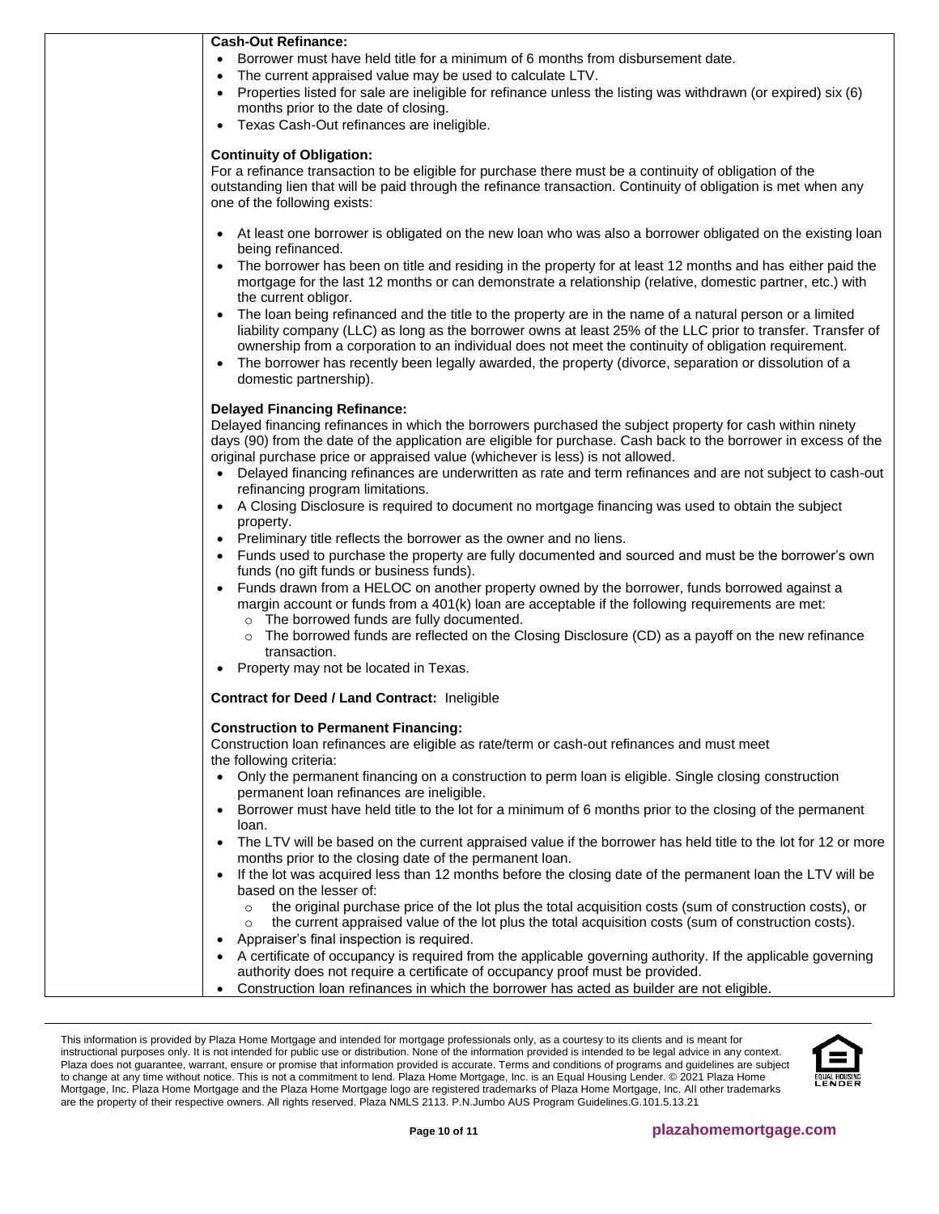**Cash-Out Refinance:**

- Borrower must have held title for a minimum of 6 months from disbursement date.
- The current appraised value may be used to calculate LTV.
- Properties listed for sale are ineligible for refinance unless the listing was withdrawn (or expired) six (6) months prior to the date of closing.
- Texas Cash-Out refinances are ineligible.

**Continuity of Obligation:**

For a refinance transaction to be eligible for purchase there must be a continuity of obligation of the outstanding lien that will be paid through the refinance transaction. Continuity of obligation is met when any one of the following exists:

- At least one borrower is obligated on the new loan who was also a borrower obligated on the existing loan being refinanced.
- The borrower has been on title and residing in the property for at least 12 months and has either paid the mortgage for the last 12 months or can demonstrate a relationship (relative, domestic partner, etc.) with the current obligor.
- The loan being refinanced and the title to the property are in the name of a natural person or a limited liability company (LLC) as long as the borrower owns at least 25% of the LLC prior to transfer. Transfer of ownership from a corporation to an individual does not meet the continuity of obligation requirement.
- The borrower has recently been legally awarded, the property (divorce, separation or dissolution of a domestic partnership).

**Delayed Financing Refinance:**

Delayed financing refinances in which the borrowers purchased the subject property for cash within ninety days (90) from the date of the application are eligible for purchase. Cash back to the borrower in excess of the original purchase price or appraised value (whichever is less) is not allowed.

- Delayed financing refinances are underwritten as rate and term refinances and are not subject to cash-out refinancing program limitations.
- A Closing Disclosure is required to document no mortgage financing was used to obtain the subject property.
- Preliminary title reflects the borrower as the owner and no liens.
- Funds used to purchase the property are fully documented and sourced and must be the borrower's own funds (no gift funds or business funds).
- Funds drawn from a HELOC on another property owned by the borrower, funds borrowed against a margin account or funds from a 401(k) loan are acceptable if the following requirements are met:
  - The borrowed funds are fully documented.
  - The borrowed funds are reflected on the Closing Disclosure (CD) as a payoff on the new refinance transaction.
- Property may not be located in Texas.

**Contract for Deed / Land Contract:** Ineligible

**Construction to Permanent Financing:**

Construction loan refinances are eligible as rate/term or cash-out refinances and must meet the following criteria:

- Only the permanent financing on a construction to perm loan is eligible. Single closing construction permanent loan refinances are ineligible.
- Borrower must have held title to the lot for a minimum of 6 months prior to the closing of the permanent loan.
- The LTV will be based on the current appraised value if the borrower has held title to the lot for 12 or more months prior to the closing date of the permanent loan.
- If the lot was acquired less than 12 months before the closing date of the permanent loan the LTV will be based on the lesser of:
  - the original purchase price of the lot plus the total acquisition costs (sum of construction costs), or
  - the current appraised value of the lot plus the total acquisition costs (sum of construction costs).
- Appraiser's final inspection is required.
- A certificate of occupancy is required from the applicable governing authority. If the applicable governing authority does not require a certificate of occupancy proof must be provided.
- Construction loan refinances in which the borrower has acted as builder are not eligible.

This information is provided by Plaza Home Mortgage and intended for mortgage professionals only, as a courtesy to its clients and is meant for instructional purposes only. It is not intended for public use or distribution. None of the information provided is intended to be legal advice in any context. Plaza does not guarantee, warrant, ensure or promise that information provided is accurate. Terms and conditions of programs and guidelines are subject to change at any time without notice. This is not a commitment to lend. Plaza Home Mortgage, Inc. is an Equal Housing Lender. © 2021 Plaza Home Mortgage, Inc. Plaza Home Mortgage and the Plaza Home Mortgage logo are registered trademarks of Plaza Home Mortgage, Inc. All other trademarks are the property of their respective owners. All rights reserved. Plaza NMLS 2113. P.N.Jumbo AUS Program Guidelines.G.101.5.13.21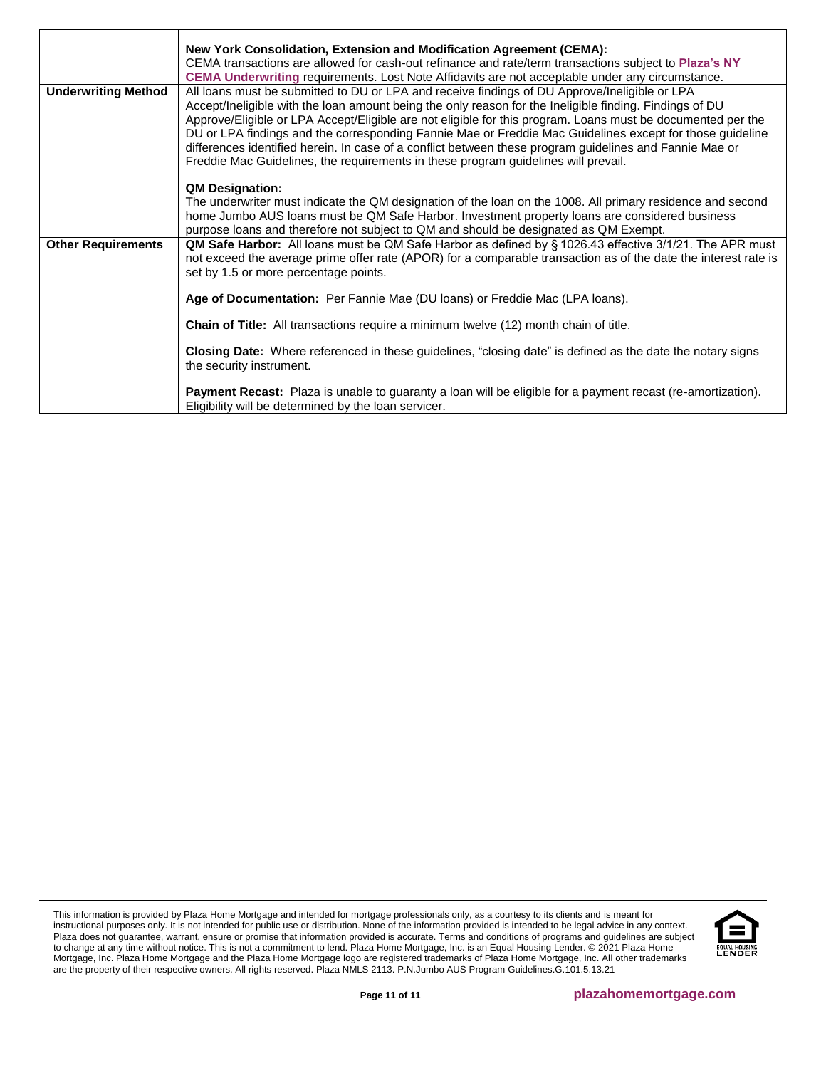| | |
|---|---|
| | **New York Consolidation, Extension and Modification Agreement (CEMA):**<br>CEMA transactions are allowed for cash-out refinance and rate/term transactions subject to **Plaza's NY CEMA Underwriting** requirements. Lost Note Affidavits are not acceptable under any circumstance. |
| **Underwriting Method** | All loans must be submitted to DU or LPA and receive findings of DU Approve/Ineligible or LPA Accept/Ineligible with the loan amount being the only reason for the Ineligible finding. Findings of DU Approve/Eligible or LPA Accept/Eligible are not eligible for this program. Loans must be documented per the DU or LPA findings and the corresponding Fannie Mae or Freddie Mac Guidelines except for those guideline differences identified herein. In case of a conflict between these program guidelines and Fannie Mae or Freddie Mac Guidelines, the requirements in these program guidelines will prevail.<br><br>**QM Designation:**<br>The underwriter must indicate the QM designation of the loan on the 1008. All primary residence and second home Jumbo AUS loans must be QM Safe Harbor. Investment property loans are considered business purpose loans and therefore not subject to QM and should be designated as QM Exempt. |
| **Other Requirements** | **QM Safe Harbor:** All loans must be QM Safe Harbor as defined by § 1026.43 effective 3/1/21. The APR must not exceed the average prime offer rate (APOR) for a comparable transaction as of the date the interest rate is set by 1.5 or more percentage points.<br><br>**Age of Documentation:** Per Fannie Mae (DU loans) or Freddie Mac (LPA loans).<br><br>**Chain of Title:** All transactions require a minimum twelve (12) month chain of title.<br><br>**Closing Date:** Where referenced in these guidelines, "closing date" is defined as the date the notary signs the security instrument.<br><br>**Payment Recast:** Plaza is unable to guaranty a loan will be eligible for a payment recast (re-amortization). Eligibility will be determined by the loan servicer. |

This information is provided by Plaza Home Mortgage and intended for mortgage professionals only, as a courtesy to its clients and is meant for instructional purposes only. It is not intended for public use or distribution. None of the information provided is intended to be legal advice in any context. Plaza does not guarantee, warrant, ensure or promise that information provided is accurate. Terms and conditions of programs and guidelines are subject to change at any time without notice. This is not a commitment to lend. Plaza Home Mortgage, Inc. is an Equal Housing Lender. © 2021 Plaza Home Mortgage, Inc. Plaza Home Mortgage and the Plaza Home Mortgage logo are registered trademarks of Plaza Home Mortgage, Inc. All other trademarks are the property of their respective owners. All rights reserved. Plaza NMLS 2113. P.N.Jumbo AUS Program Guidelines.G.101.5.13.21